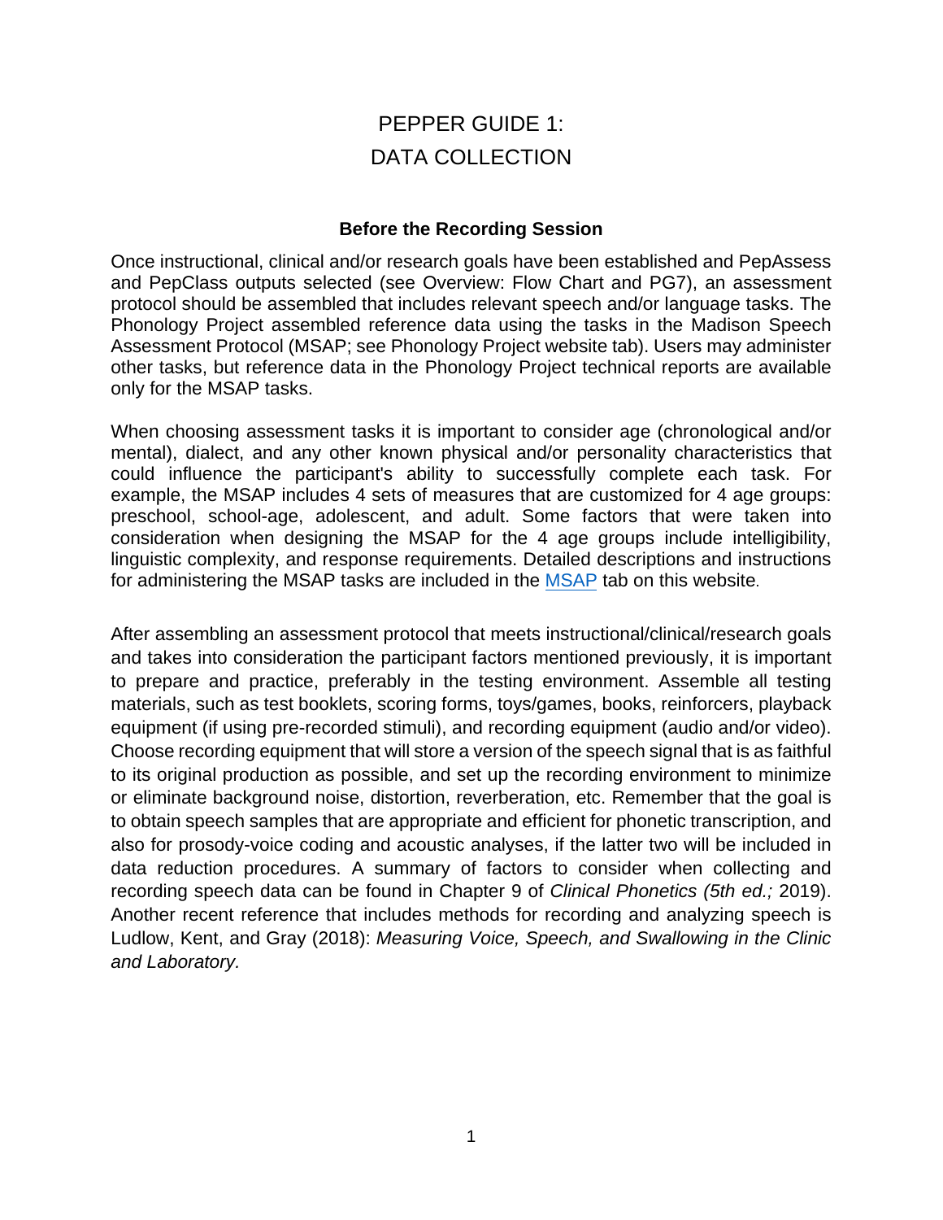# PEPPER GUIDE 1:
# DATA COLLECTION

### Before the Recording Session

Once instructional, clinical and/or research goals have been established and PepAssess and PepClass outputs selected (see Overview: Flow Chart and PG7), an assessment protocol should be assembled that includes relevant speech and/or language tasks. The Phonology Project assembled reference data using the tasks in the Madison Speech Assessment Protocol (MSAP; see Phonology Project website tab). Users may administer other tasks, but reference data in the Phonology Project technical reports are available only for the MSAP tasks.

When choosing assessment tasks it is important to consider age (chronological and/or mental), dialect, and any other known physical and/or personality characteristics that could influence the participant's ability to successfully complete each task. For example, the MSAP includes 4 sets of measures that are customized for 4 age groups: preschool, school-age, adolescent, and adult. Some factors that were taken into consideration when designing the MSAP for the 4 age groups include intelligibility, linguistic complexity, and response requirements. Detailed descriptions and instructions for administering the MSAP tasks are included in the MSAP tab on this website.

After assembling an assessment protocol that meets instructional/clinical/research goals and takes into consideration the participant factors mentioned previously, it is important to prepare and practice, preferably in the testing environment. Assemble all testing materials, such as test booklets, scoring forms, toys/games, books, reinforcers, playback equipment (if using pre-recorded stimuli), and recording equipment (audio and/or video). Choose recording equipment that will store a version of the speech signal that is as faithful to its original production as possible, and set up the recording environment to minimize or eliminate background noise, distortion, reverberation, etc. Remember that the goal is to obtain speech samples that are appropriate and efficient for phonetic transcription, and also for prosody-voice coding and acoustic analyses, if the latter two will be included in data reduction procedures. A summary of factors to consider when collecting and recording speech data can be found in Chapter 9 of *Clinical Phonetics (5th ed.;* 2019). Another recent reference that includes methods for recording and analyzing speech is Ludlow, Kent, and Gray (2018): *Measuring Voice, Speech, and Swallowing in the Clinic and Laboratory.*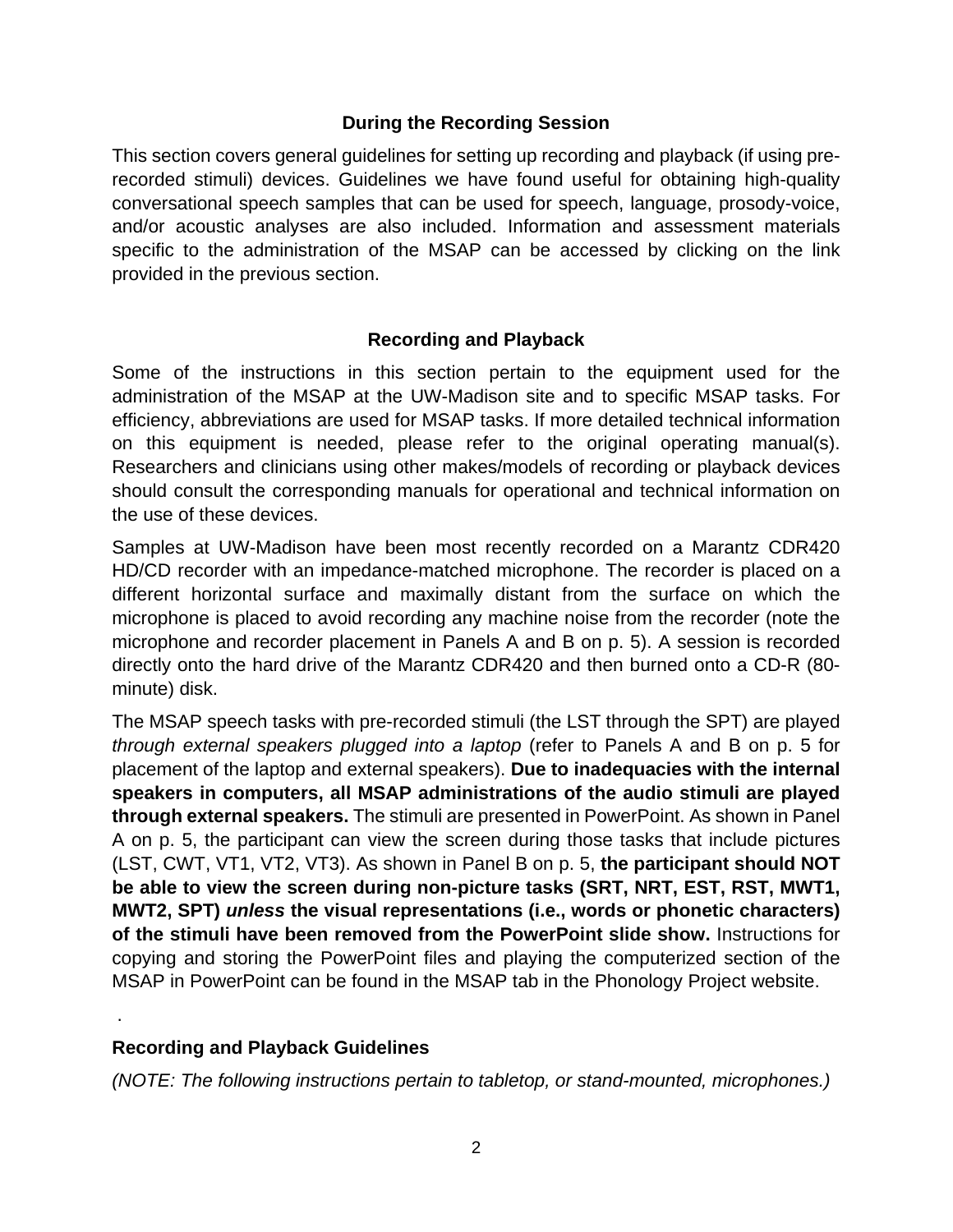## During the Recording Session

This section covers general guidelines for setting up recording and playback (if using pre-recorded stimuli) devices. Guidelines we have found useful for obtaining high-quality conversational speech samples that can be used for speech, language, prosody-voice, and/or acoustic analyses are also included. Information and assessment materials specific to the administration of the MSAP can be accessed by clicking on the link provided in the previous section.

## Recording and Playback

Some of the instructions in this section pertain to the equipment used for the administration of the MSAP at the UW-Madison site and to specific MSAP tasks. For efficiency, abbreviations are used for MSAP tasks. If more detailed technical information on this equipment is needed, please refer to the original operating manual(s). Researchers and clinicians using other makes/models of recording or playback devices should consult the corresponding manuals for operational and technical information on the use of these devices.

Samples at UW-Madison have been most recently recorded on a Marantz CDR420 HD/CD recorder with an impedance-matched microphone. The recorder is placed on a different horizontal surface and maximally distant from the surface on which the microphone is placed to avoid recording any machine noise from the recorder (note the microphone and recorder placement in Panels A and B on p. 5). A session is recorded directly onto the hard drive of the Marantz CDR420 and then burned onto a CD-R (80-minute) disk.

The MSAP speech tasks with pre-recorded stimuli (the LST through the SPT) are played *through external speakers plugged into a laptop* (refer to Panels A and B on p. 5 for placement of the laptop and external speakers). **Due to inadequacies with the internal speakers in computers, all MSAP administrations of the audio stimuli are played through external speakers.** The stimuli are presented in PowerPoint. As shown in Panel A on p. 5, the participant can view the screen during those tasks that include pictures (LST, CWT, VT1, VT2, VT3). As shown in Panel B on p. 5, **the participant should NOT be able to view the screen during non-picture tasks (SRT, NRT, EST, RST, MWT1, MWT2, SPT) *unless* the visual representations (i.e., words or phonetic characters) of the stimuli have been removed from the PowerPoint slide show.** Instructions for copying and storing the PowerPoint files and playing the computerized section of the MSAP in PowerPoint can be found in the MSAP tab in the Phonology Project website.

.

### Recording and Playback Guidelines

*(NOTE: The following instructions pertain to tabletop, or stand-mounted, microphones.)*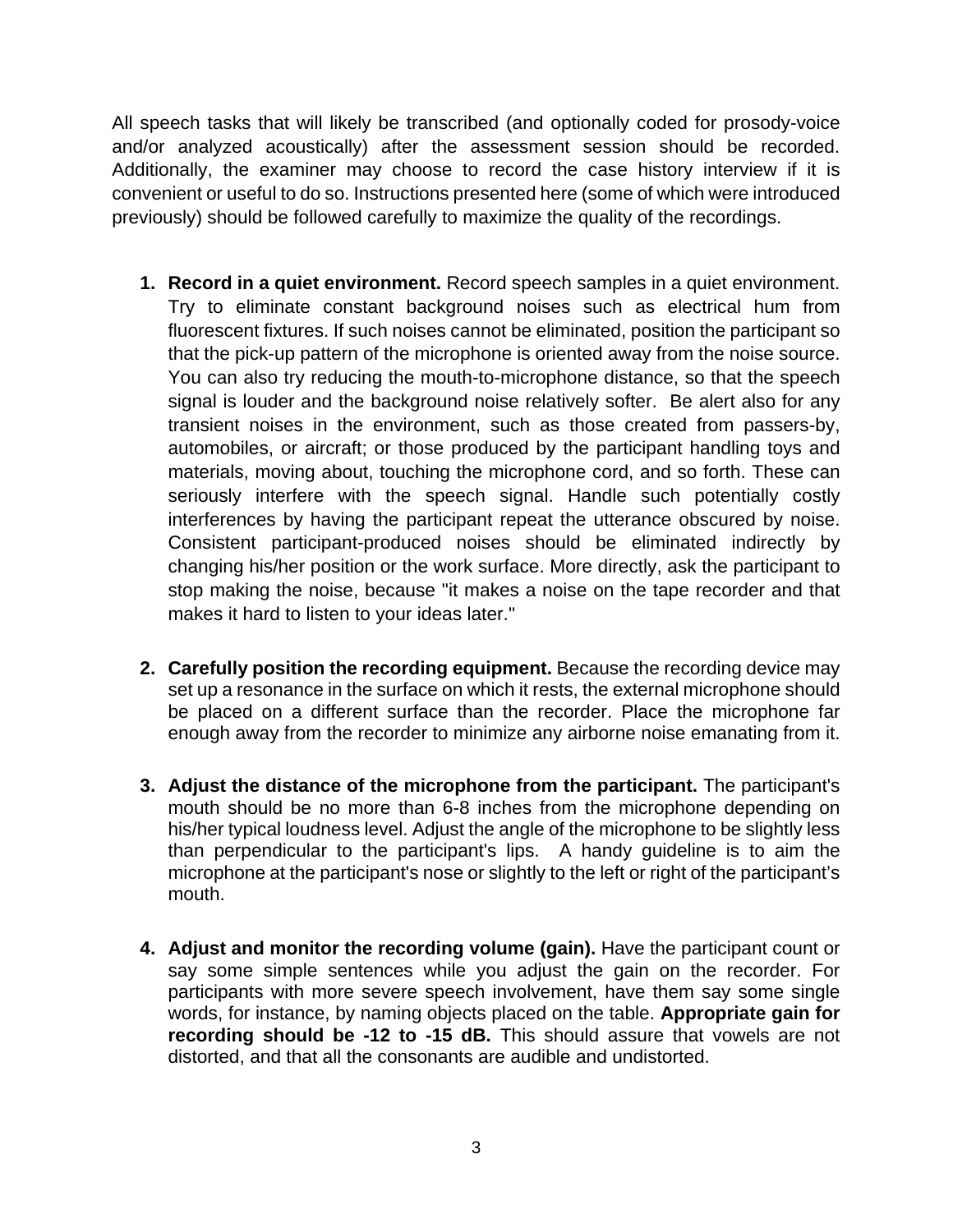All speech tasks that will likely be transcribed (and optionally coded for prosody-voice and/or analyzed acoustically) after the assessment session should be recorded. Additionally, the examiner may choose to record the case history interview if it is convenient or useful to do so. Instructions presented here (some of which were introduced previously) should be followed carefully to maximize the quality of the recordings.

1. **Record in a quiet environment.** Record speech samples in a quiet environment. Try to eliminate constant background noises such as electrical hum from fluorescent fixtures. If such noises cannot be eliminated, position the participant so that the pick-up pattern of the microphone is oriented away from the noise source. You can also try reducing the mouth-to-microphone distance, so that the speech signal is louder and the background noise relatively softer. Be alert also for any transient noises in the environment, such as those created from passers-by, automobiles, or aircraft; or those produced by the participant handling toys and materials, moving about, touching the microphone cord, and so forth. These can seriously interfere with the speech signal. Handle such potentially costly interferences by having the participant repeat the utterance obscured by noise. Consistent participant-produced noises should be eliminated indirectly by changing his/her position or the work surface. More directly, ask the participant to stop making the noise, because "it makes a noise on the tape recorder and that makes it hard to listen to your ideas later."

2. **Carefully position the recording equipment.** Because the recording device may set up a resonance in the surface on which it rests, the external microphone should be placed on a different surface than the recorder. Place the microphone far enough away from the recorder to minimize any airborne noise emanating from it.

3. **Adjust the distance of the microphone from the participant.** The participant's mouth should be no more than 6-8 inches from the microphone depending on his/her typical loudness level. Adjust the angle of the microphone to be slightly less than perpendicular to the participant's lips. A handy guideline is to aim the microphone at the participant's nose or slightly to the left or right of the participant's mouth.

4. **Adjust and monitor the recording volume (gain).** Have the participant count or say some simple sentences while you adjust the gain on the recorder. For participants with more severe speech involvement, have them say some single words, for instance, by naming objects placed on the table. **Appropriate gain for recording should be -12 to -15 dB.** This should assure that vowels are not distorted, and that all the consonants are audible and undistorted.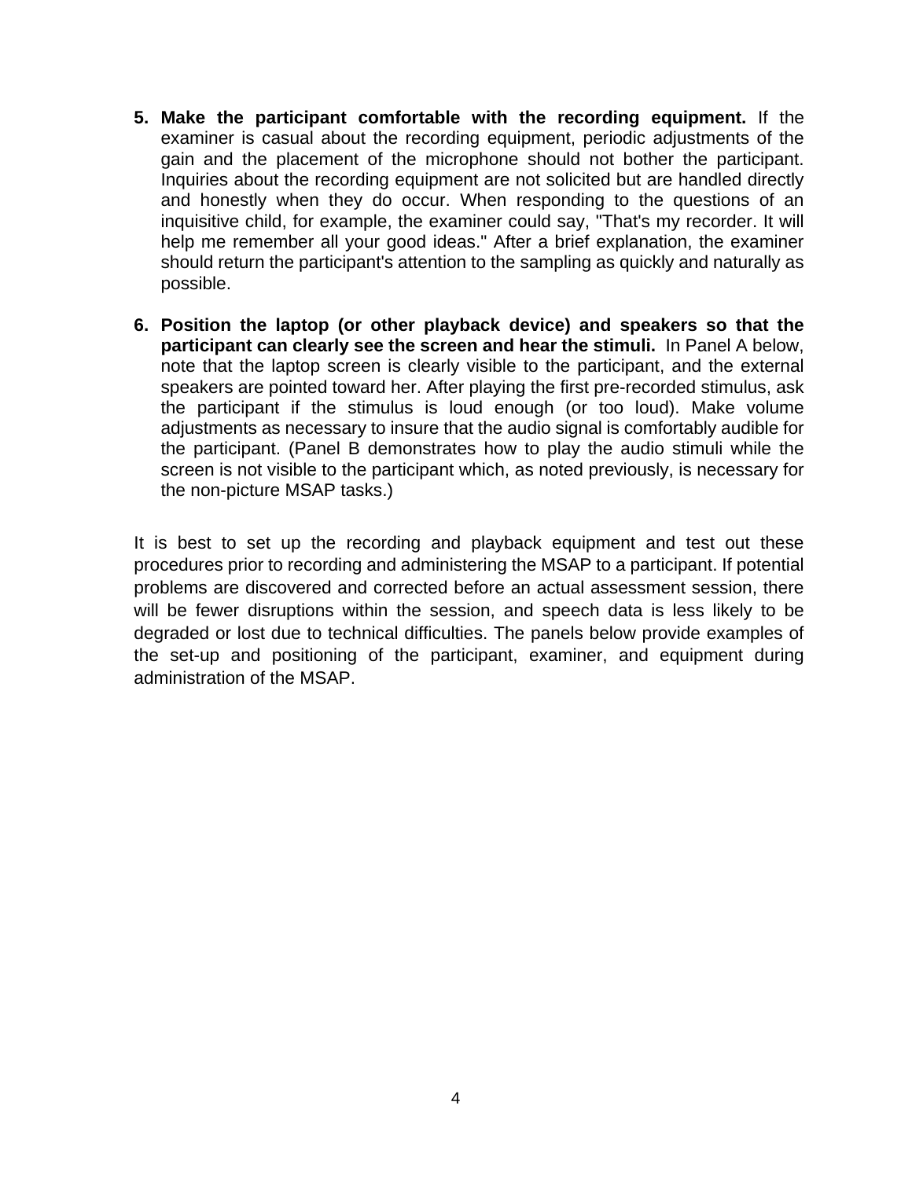5. **Make the participant comfortable with the recording equipment.** If the examiner is casual about the recording equipment, periodic adjustments of the gain and the placement of the microphone should not bother the participant. Inquiries about the recording equipment are not solicited but are handled directly and honestly when they do occur. When responding to the questions of an inquisitive child, for example, the examiner could say, "That's my recorder. It will help me remember all your good ideas." After a brief explanation, the examiner should return the participant's attention to the sampling as quickly and naturally as possible.

6. **Position the laptop (or other playback device) and speakers so that the participant can clearly see the screen and hear the stimuli.** In Panel A below, note that the laptop screen is clearly visible to the participant, and the external speakers are pointed toward her. After playing the first pre-recorded stimulus, ask the participant if the stimulus is loud enough (or too loud). Make volume adjustments as necessary to insure that the audio signal is comfortably audible for the participant. (Panel B demonstrates how to play the audio stimuli while the screen is not visible to the participant which, as noted previously, is necessary for the non-picture MSAP tasks.)

It is best to set up the recording and playback equipment and test out these procedures prior to recording and administering the MSAP to a participant. If potential problems are discovered and corrected before an actual assessment session, there will be fewer disruptions within the session, and speech data is less likely to be degraded or lost due to technical difficulties. The panels below provide examples of the set-up and positioning of the participant, examiner, and equipment during administration of the MSAP.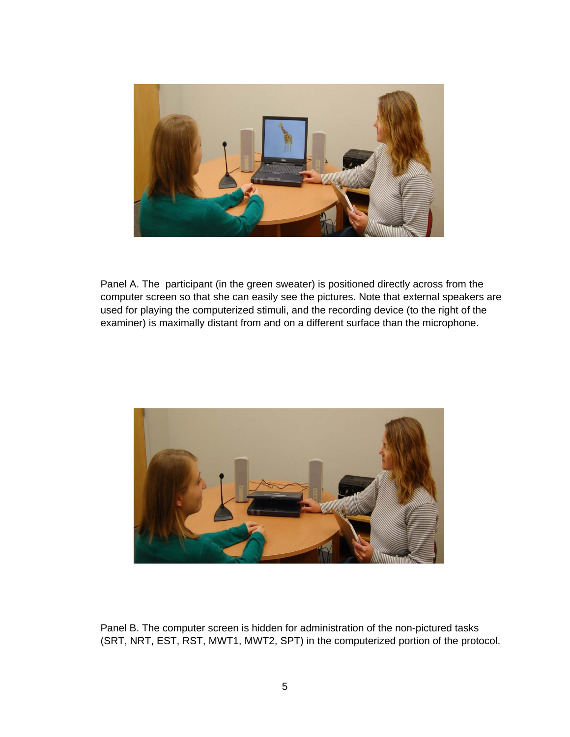Panel A. The  participant (in the green sweater) is positioned directly across from the computer screen so that she can easily see the pictures. Note that external speakers are used for playing the computerized stimuli, and the recording device (to the right of the examiner) is maximally distant from and on a different surface than the microphone.

Panel B. The computer screen is hidden for administration of the non-pictured tasks (SRT, NRT, EST, RST, MWT1, MWT2, SPT) in the computerized portion of the protocol.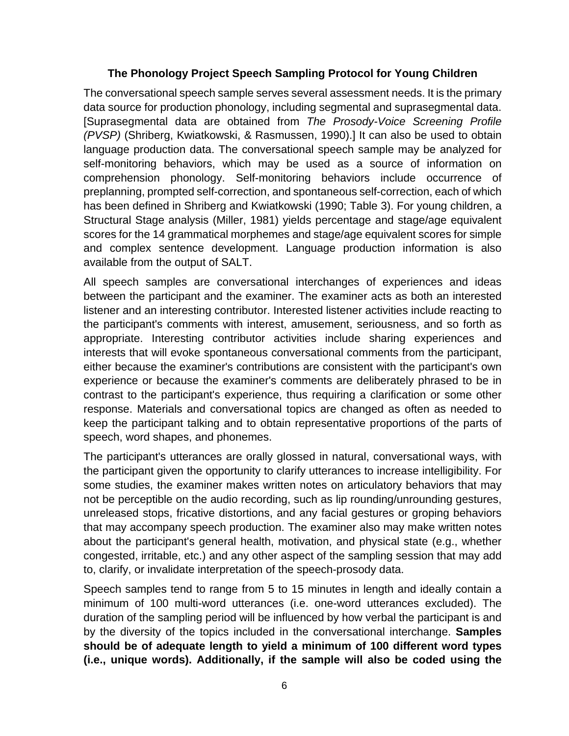### The Phonology Project Speech Sampling Protocol for Young Children

The conversational speech sample serves several assessment needs. It is the primary data source for production phonology, including segmental and suprasegmental data. [Suprasegmental data are obtained from *The Prosody-Voice Screening Profile (PVSP)* (Shriberg, Kwiatkowski, & Rasmussen, 1990).] It can also be used to obtain language production data. The conversational speech sample may be analyzed for self-monitoring behaviors, which may be used as a source of information on comprehension phonology. Self-monitoring behaviors include occurrence of preplanning, prompted self-correction, and spontaneous self-correction, each of which has been defined in Shriberg and Kwiatkowski (1990; Table 3). For young children, a Structural Stage analysis (Miller, 1981) yields percentage and stage/age equivalent scores for the 14 grammatical morphemes and stage/age equivalent scores for simple and complex sentence development. Language production information is also available from the output of SALT.

All speech samples are conversational interchanges of experiences and ideas between the participant and the examiner. The examiner acts as both an interested listener and an interesting contributor. Interested listener activities include reacting to the participant's comments with interest, amusement, seriousness, and so forth as appropriate. Interesting contributor activities include sharing experiences and interests that will evoke spontaneous conversational comments from the participant, either because the examiner's contributions are consistent with the participant's own experience or because the examiner's comments are deliberately phrased to be in contrast to the participant's experience, thus requiring a clarification or some other response. Materials and conversational topics are changed as often as needed to keep the participant talking and to obtain representative proportions of the parts of speech, word shapes, and phonemes.

The participant's utterances are orally glossed in natural, conversational ways, with the participant given the opportunity to clarify utterances to increase intelligibility. For some studies, the examiner makes written notes on articulatory behaviors that may not be perceptible on the audio recording, such as lip rounding/unrounding gestures, unreleased stops, fricative distortions, and any facial gestures or groping behaviors that may accompany speech production. The examiner also may make written notes about the participant's general health, motivation, and physical state (e.g., whether congested, irritable, etc.) and any other aspect of the sampling session that may add to, clarify, or invalidate interpretation of the speech-prosody data.

Speech samples tend to range from 5 to 15 minutes in length and ideally contain a minimum of 100 multi-word utterances (i.e. one-word utterances excluded). The duration of the sampling period will be influenced by how verbal the participant is and by the diversity of the topics included in the conversational interchange. **Samples should be of adequate length to yield a minimum of 100 different word types (i.e., unique words). Additionally, if the sample will also be coded using the**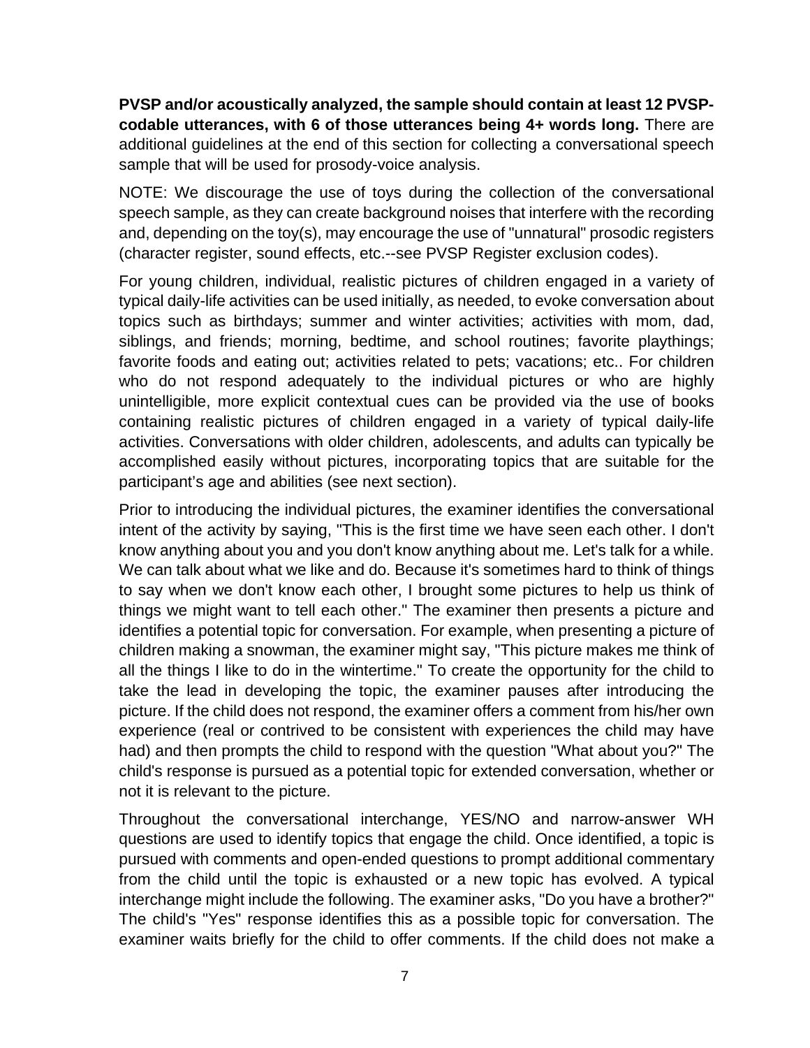**PVSP and/or acoustically analyzed, the sample should contain at least 12 PVSP-codable utterances, with 6 of those utterances being 4+ words long.** There are additional guidelines at the end of this section for collecting a conversational speech sample that will be used for prosody-voice analysis.

NOTE: We discourage the use of toys during the collection of the conversational speech sample, as they can create background noises that interfere with the recording and, depending on the toy(s), may encourage the use of "unnatural" prosodic registers (character register, sound effects, etc.--see PVSP Register exclusion codes).

For young children, individual, realistic pictures of children engaged in a variety of typical daily-life activities can be used initially, as needed, to evoke conversation about topics such as birthdays; summer and winter activities; activities with mom, dad, siblings, and friends; morning, bedtime, and school routines; favorite playthings; favorite foods and eating out; activities related to pets; vacations; etc.. For children who do not respond adequately to the individual pictures or who are highly unintelligible, more explicit contextual cues can be provided via the use of books containing realistic pictures of children engaged in a variety of typical daily-life activities. Conversations with older children, adolescents, and adults can typically be accomplished easily without pictures, incorporating topics that are suitable for the participant's age and abilities (see next section).

Prior to introducing the individual pictures, the examiner identifies the conversational intent of the activity by saying, "This is the first time we have seen each other. I don't know anything about you and you don't know anything about me. Let's talk for a while. We can talk about what we like and do. Because it's sometimes hard to think of things to say when we don't know each other, I brought some pictures to help us think of things we might want to tell each other." The examiner then presents a picture and identifies a potential topic for conversation. For example, when presenting a picture of children making a snowman, the examiner might say, "This picture makes me think of all the things I like to do in the wintertime." To create the opportunity for the child to take the lead in developing the topic, the examiner pauses after introducing the picture. If the child does not respond, the examiner offers a comment from his/her own experience (real or contrived to be consistent with experiences the child may have had) and then prompts the child to respond with the question "What about you?" The child's response is pursued as a potential topic for extended conversation, whether or not it is relevant to the picture.

Throughout the conversational interchange, YES/NO and narrow-answer WH questions are used to identify topics that engage the child. Once identified, a topic is pursued with comments and open-ended questions to prompt additional commentary from the child until the topic is exhausted or a new topic has evolved. A typical interchange might include the following. The examiner asks, "Do you have a brother?" The child's "Yes" response identifies this as a possible topic for conversation. The examiner waits briefly for the child to offer comments. If the child does not make a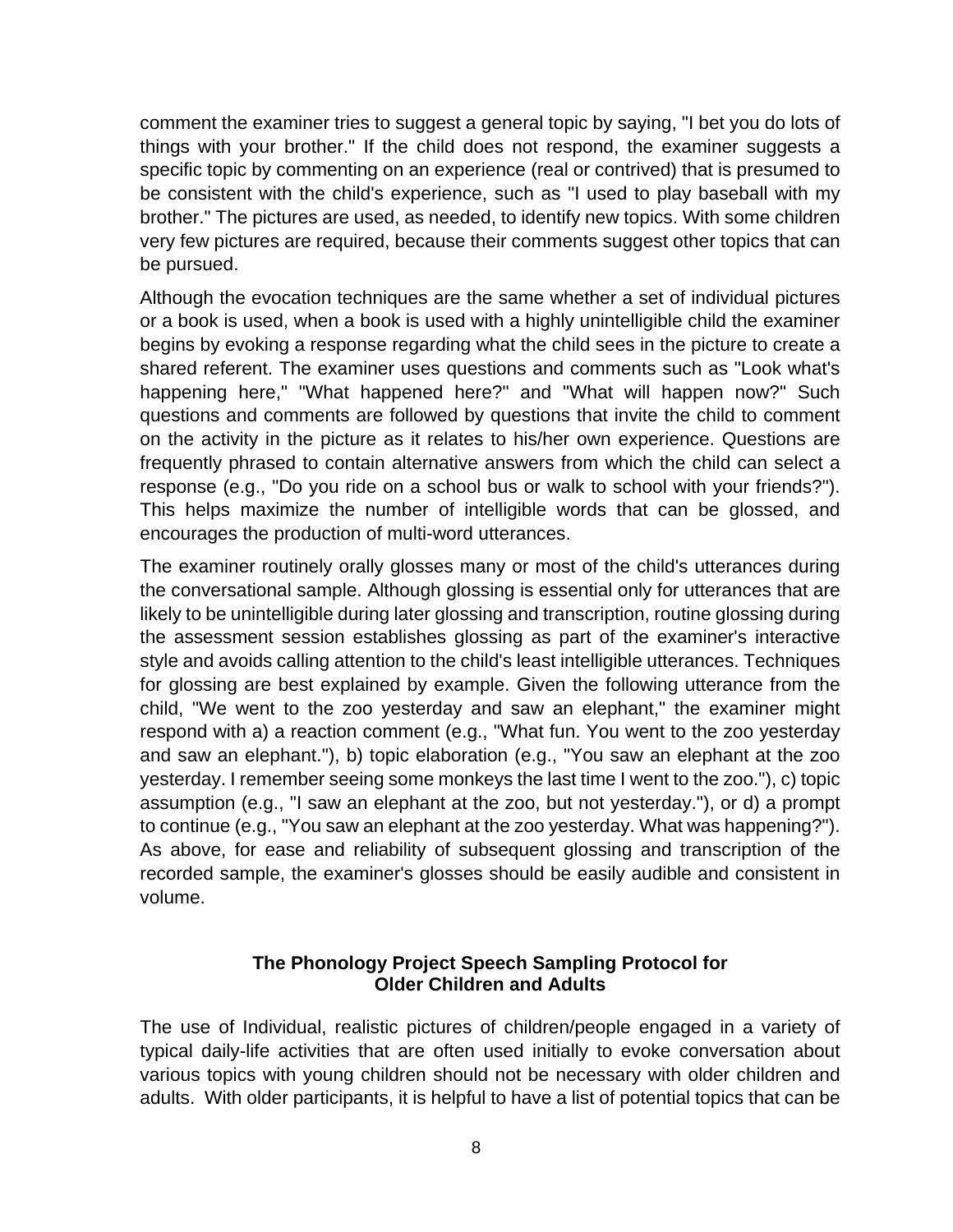comment the examiner tries to suggest a general topic by saying, "I bet you do lots of things with your brother." If the child does not respond, the examiner suggests a specific topic by commenting on an experience (real or contrived) that is presumed to be consistent with the child's experience, such as "I used to play baseball with my brother." The pictures are used, as needed, to identify new topics. With some children very few pictures are required, because their comments suggest other topics that can be pursued.

Although the evocation techniques are the same whether a set of individual pictures or a book is used, when a book is used with a highly unintelligible child the examiner begins by evoking a response regarding what the child sees in the picture to create a shared referent. The examiner uses questions and comments such as "Look what's happening here," "What happened here?" and "What will happen now?" Such questions and comments are followed by questions that invite the child to comment on the activity in the picture as it relates to his/her own experience. Questions are frequently phrased to contain alternative answers from which the child can select a response (e.g., "Do you ride on a school bus or walk to school with your friends?"). This helps maximize the number of intelligible words that can be glossed, and encourages the production of multi-word utterances.

The examiner routinely orally glosses many or most of the child's utterances during the conversational sample. Although glossing is essential only for utterances that are likely to be unintelligible during later glossing and transcription, routine glossing during the assessment session establishes glossing as part of the examiner's interactive style and avoids calling attention to the child's least intelligible utterances. Techniques for glossing are best explained by example. Given the following utterance from the child, "We went to the zoo yesterday and saw an elephant," the examiner might respond with a) a reaction comment (e.g., "What fun. You went to the zoo yesterday and saw an elephant."), b) topic elaboration (e.g., "You saw an elephant at the zoo yesterday. I remember seeing some monkeys the last time I went to the zoo."), c) topic assumption (e.g., "I saw an elephant at the zoo, but not yesterday."), or d) a prompt to continue (e.g., "You saw an elephant at the zoo yesterday. What was happening?"). As above, for ease and reliability of subsequent glossing and transcription of the recorded sample, the examiner's glosses should be easily audible and consistent in volume.

## The Phonology Project Speech Sampling Protocol for Older Children and Adults

The use of Individual, realistic pictures of children/people engaged in a variety of typical daily-life activities that are often used initially to evoke conversation about various topics with young children should not be necessary with older children and adults. With older participants, it is helpful to have a list of potential topics that can be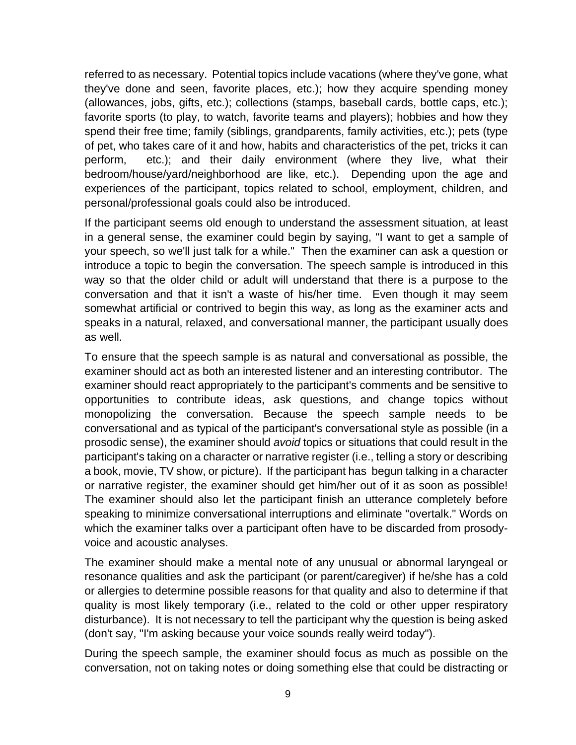referred to as necessary. Potential topics include vacations (where they've gone, what they've done and seen, favorite places, etc.); how they acquire spending money (allowances, jobs, gifts, etc.); collections (stamps, baseball cards, bottle caps, etc.); favorite sports (to play, to watch, favorite teams and players); hobbies and how they spend their free time; family (siblings, grandparents, family activities, etc.); pets (type of pet, who takes care of it and how, habits and characteristics of the pet, tricks it can perform, etc.); and their daily environment (where they live, what their bedroom/house/yard/neighborhood are like, etc.). Depending upon the age and experiences of the participant, topics related to school, employment, children, and personal/professional goals could also be introduced.

If the participant seems old enough to understand the assessment situation, at least in a general sense, the examiner could begin by saying, "I want to get a sample of your speech, so we'll just talk for a while." Then the examiner can ask a question or introduce a topic to begin the conversation. The speech sample is introduced in this way so that the older child or adult will understand that there is a purpose to the conversation and that it isn't a waste of his/her time. Even though it may seem somewhat artificial or contrived to begin this way, as long as the examiner acts and speaks in a natural, relaxed, and conversational manner, the participant usually does as well.

To ensure that the speech sample is as natural and conversational as possible, the examiner should act as both an interested listener and an interesting contributor. The examiner should react appropriately to the participant's comments and be sensitive to opportunities to contribute ideas, ask questions, and change topics without monopolizing the conversation. Because the speech sample needs to be conversational and as typical of the participant's conversational style as possible (in a prosodic sense), the examiner should *avoid* topics or situations that could result in the participant's taking on a character or narrative register (i.e., telling a story or describing a book, movie, TV show, or picture). If the participant has begun talking in a character or narrative register, the examiner should get him/her out of it as soon as possible! The examiner should also let the participant finish an utterance completely before speaking to minimize conversational interruptions and eliminate "overtalk." Words on which the examiner talks over a participant often have to be discarded from prosody-voice and acoustic analyses.

The examiner should make a mental note of any unusual or abnormal laryngeal or resonance qualities and ask the participant (or parent/caregiver) if he/she has a cold or allergies to determine possible reasons for that quality and also to determine if that quality is most likely temporary (i.e., related to the cold or other upper respiratory disturbance). It is not necessary to tell the participant why the question is being asked (don't say, "I'm asking because your voice sounds really weird today").

During the speech sample, the examiner should focus as much as possible on the conversation, not on taking notes or doing something else that could be distracting or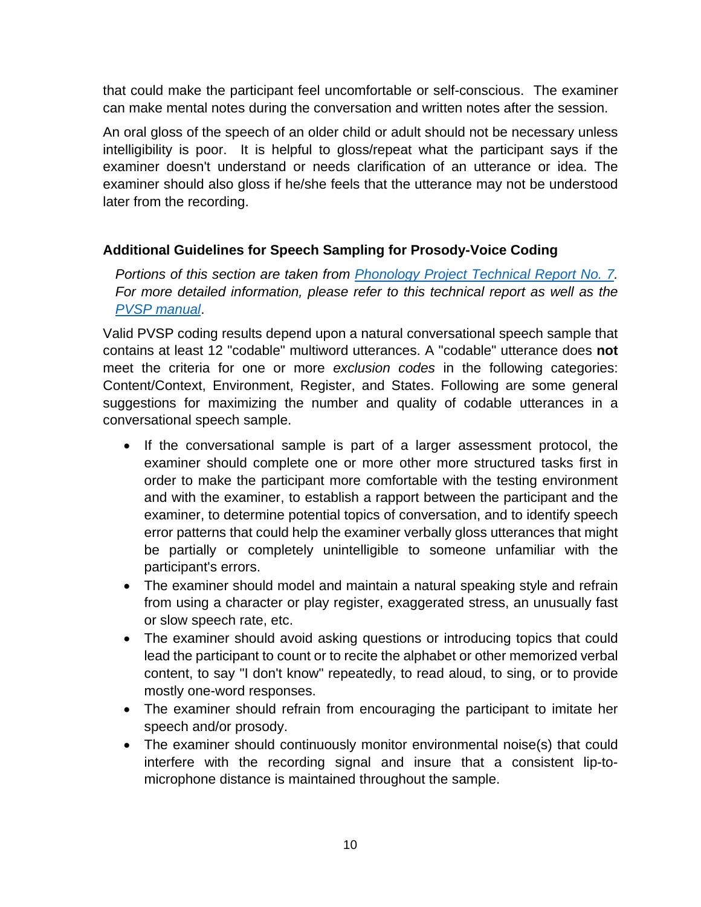that could make the participant feel uncomfortable or self-conscious. The examiner can make mental notes during the conversation and written notes after the session.

An oral gloss of the speech of an older child or adult should not be necessary unless intelligibility is poor. It is helpful to gloss/repeat what the participant says if the examiner doesn't understand or needs clarification of an utterance or idea. The examiner should also gloss if he/she feels that the utterance may not be understood later from the recording.

### Additional Guidelines for Speech Sampling for Prosody-Voice Coding

*Portions of this section are taken from [Phonology Project Technical Report No. 7](). For more detailed information, please refer to this technical report as well as the [PVSP manual]().*

Valid PVSP coding results depend upon a natural conversational speech sample that contains at least 12 "codable" multiword utterances. A "codable" utterance does **not** meet the criteria for one or more *exclusion codes* in the following categories: Content/Context, Environment, Register, and States. Following are some general suggestions for maximizing the number and quality of codable utterances in a conversational speech sample.

- If the conversational sample is part of a larger assessment protocol, the examiner should complete one or more other more structured tasks first in order to make the participant more comfortable with the testing environment and with the examiner, to establish a rapport between the participant and the examiner, to determine potential topics of conversation, and to identify speech error patterns that could help the examiner verbally gloss utterances that might be partially or completely unintelligible to someone unfamiliar with the participant's errors.
- The examiner should model and maintain a natural speaking style and refrain from using a character or play register, exaggerated stress, an unusually fast or slow speech rate, etc.
- The examiner should avoid asking questions or introducing topics that could lead the participant to count or to recite the alphabet or other memorized verbal content, to say "I don't know" repeatedly, to read aloud, to sing, or to provide mostly one-word responses.
- The examiner should refrain from encouraging the participant to imitate her speech and/or prosody.
- The examiner should continuously monitor environmental noise(s) that could interfere with the recording signal and insure that a consistent lip-to-microphone distance is maintained throughout the sample.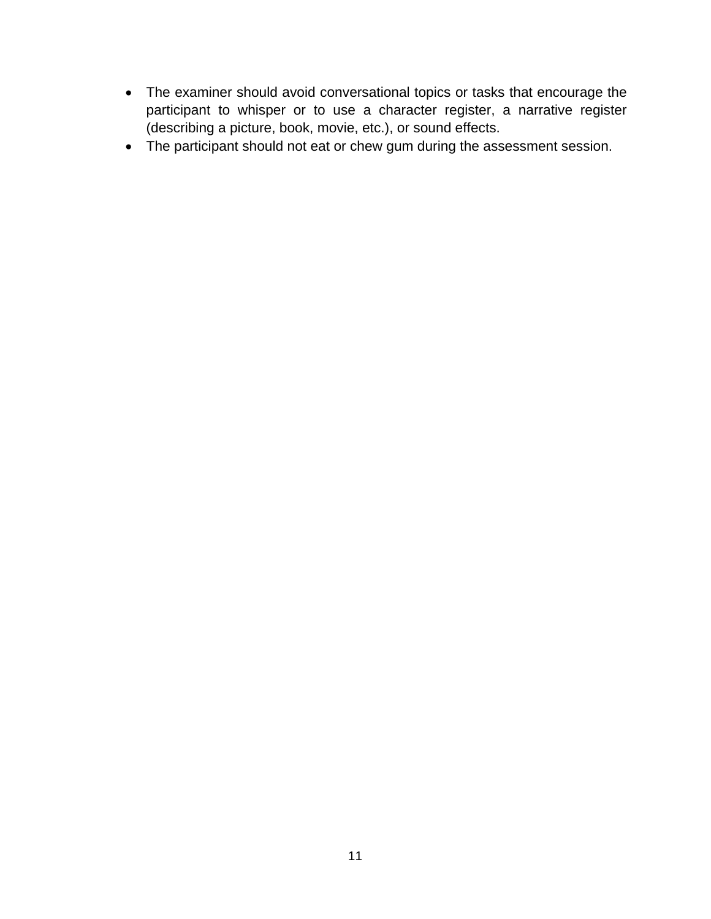- The examiner should avoid conversational topics or tasks that encourage the participant to whisper or to use a character register, a narrative register (describing a picture, book, movie, etc.), or sound effects.
- The participant should not eat or chew gum during the assessment session.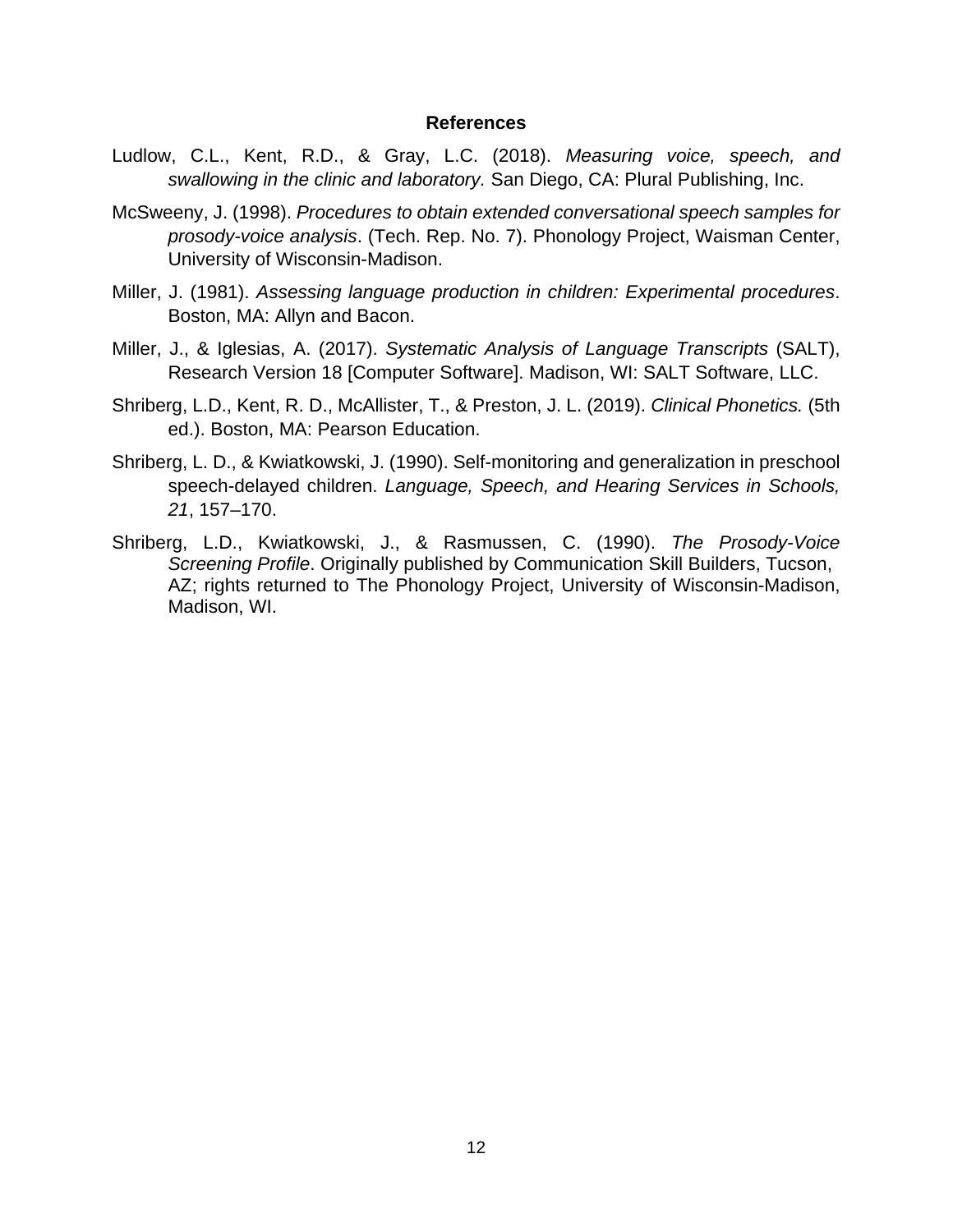## References

Ludlow, C.L., Kent, R.D., & Gray, L.C. (2018). *Measuring voice, speech, and swallowing in the clinic and laboratory.* San Diego, CA: Plural Publishing, Inc.

McSweeny, J. (1998). *Procedures to obtain extended conversational speech samples for prosody-voice analysis*. (Tech. Rep. No. 7). Phonology Project, Waisman Center, University of Wisconsin-Madison.

Miller, J. (1981). *Assessing language production in children: Experimental procedures*. Boston, MA: Allyn and Bacon.

Miller, J., & Iglesias, A. (2017). *Systematic Analysis of Language Transcripts* (SALT), Research Version 18 [Computer Software]. Madison, WI: SALT Software, LLC.

Shriberg, L.D., Kent, R. D., McAllister, T., & Preston, J. L. (2019). *Clinical Phonetics.* (5th ed.). Boston, MA: Pearson Education.

Shriberg, L. D., & Kwiatkowski, J. (1990). Self-monitoring and generalization in preschool speech-delayed children. *Language, Speech, and Hearing Services in Schools, 21*, 157–170.

Shriberg, L.D., Kwiatkowski, J., & Rasmussen, C. (1990). *The Prosody-Voice Screening Profile*. Originally published by Communication Skill Builders, Tucson, AZ; rights returned to The Phonology Project, University of Wisconsin-Madison, Madison, WI.